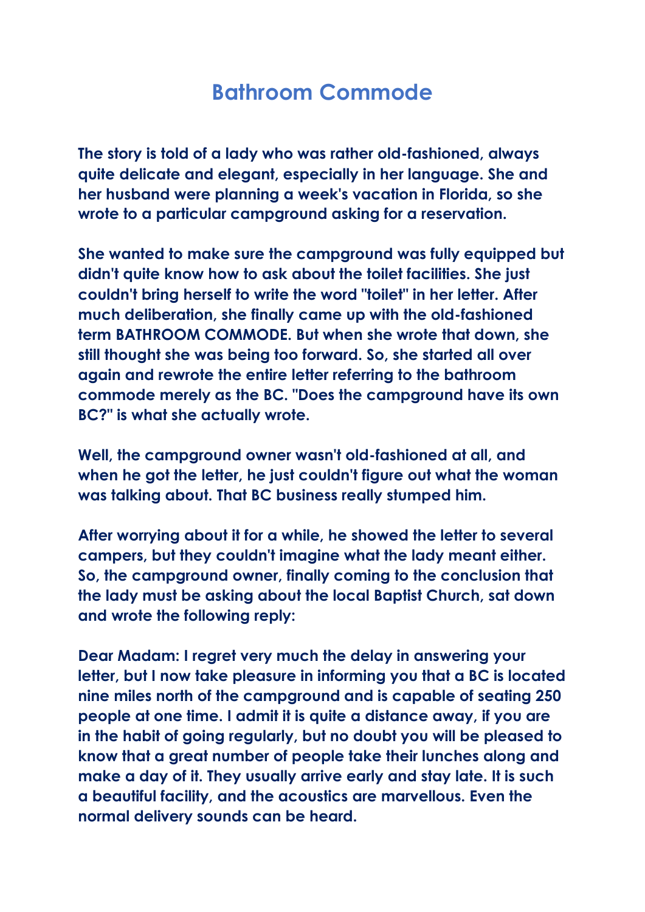# Bathroom Commode

**The story is told of a lady who was rather old-fashioned, always quite delicate and elegant, especially in her language. She and her husband were planning a week's vacation in Florida, so she wrote to a particular campground asking for a reservation.**

**She wanted to make sure the campground was fully equipped but didn't quite know how to ask about the toilet facilities. She just couldn't bring herself to write the word "toilet" in her letter. After much deliberation, she finally came up with the old-fashioned term BATHROOM COMMODE. But when she wrote that down, she still thought she was being too forward. So, she started all over again and rewrote the entire letter referring to the bathroom commode merely as the BC. "Does the campground have its own BC?" is what she actually wrote.**

**Well, the campground owner wasn't old-fashioned at all, and when he got the letter, he just couldn't figure out what the woman was talking about. That BC business really stumped him.**

**After worrying about it for a while, he showed the letter to several campers, but they couldn't imagine what the lady meant either. So, the campground owner, finally coming to the conclusion that the lady must be asking about the local Baptist Church, sat down and wrote the following reply:**

**Dear Madam: I regret very much the delay in answering your letter, but I now take pleasure in informing you that a BC is located nine miles north of the campground and is capable of seating 250 people at one time. I admit it is quite a distance away, if you are in the habit of going regularly, but no doubt you will be pleased to know that a great number of people take their lunches along and make a day of it. They usually arrive early and stay late. It is such a beautiful facility, and the acoustics are marvellous. Even the normal delivery sounds can be heard.**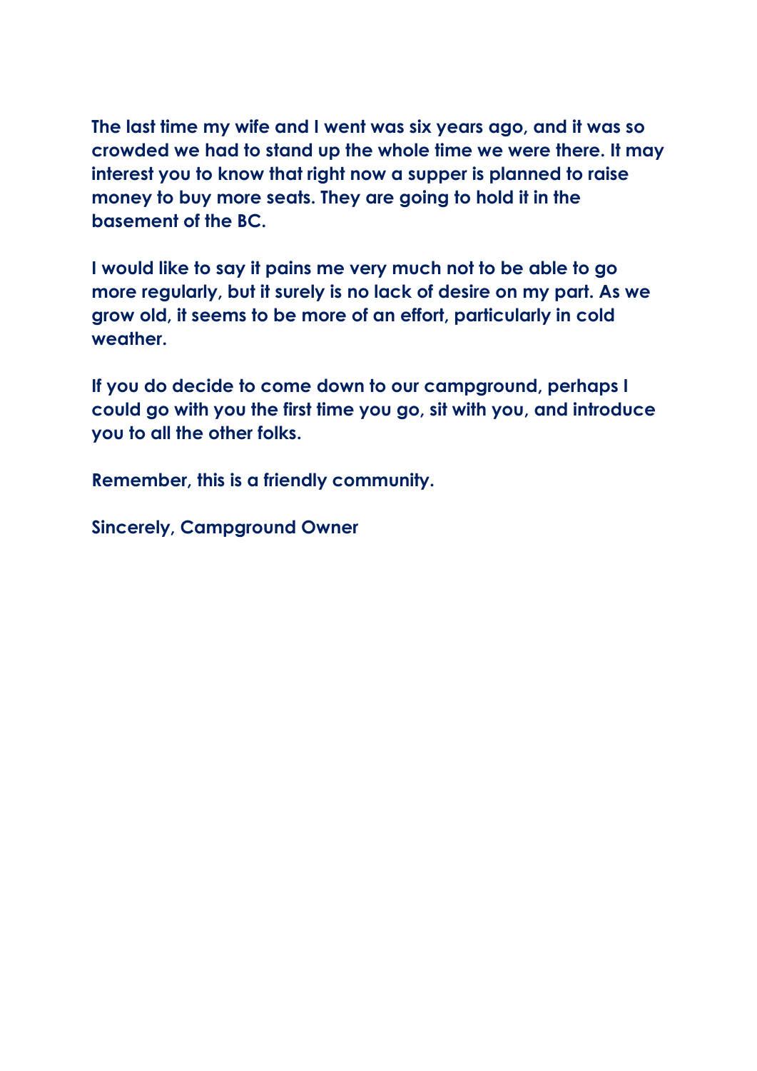**The last time my wife and I went was six years ago, and it was so crowded we had to stand up the whole time we were there. It may interest you to know that right now a supper is planned to raise money to buy more seats. They are going to hold it in the basement of the BC.**

**I would like to say it pains me very much not to be able to go more regularly, but it surely is no lack of desire on my part. As we grow old, it seems to be more of an effort, particularly in cold weather.**

**If you do decide to come down to our campground, perhaps I could go with you the first time you go, sit with you, and introduce you to all the other folks.**

**Remember, this is a friendly community.**

**Sincerely, Campground Owner**